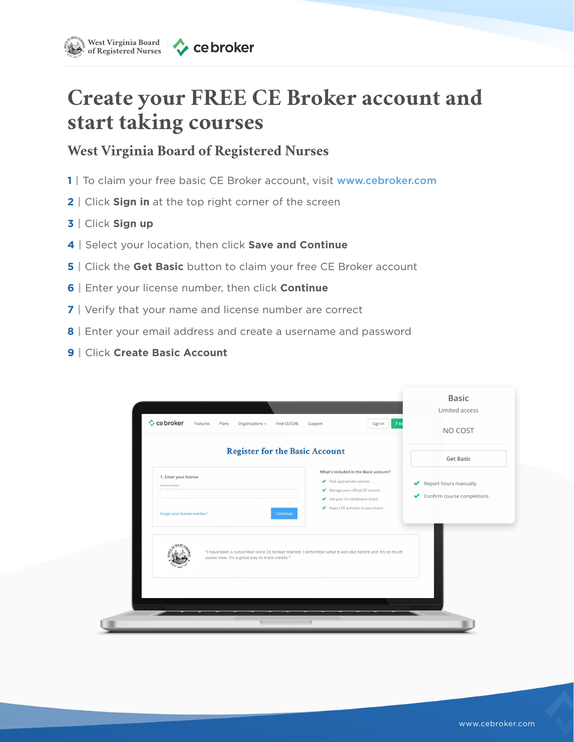West Virginia Board of Registered Nurses | ce broker

# Create your FREE CE Broker account and start taking courses

## West Virginia Board of Registered Nurses

1 | To claim your free basic CE Broker account, visit www.cebroker.com

2 | Click **Sign in** at the top right corner of the screen

3 | Click **Sign up**

4 | Select your location, then click **Save and Continue**

5 | Click the **Get Basic** button to claim your free CE Broker account

6 | Enter your license number, then click **Continue**

7 | Verify that your name and license number are correct

8 | Enter your email address and create a username and password

9 | Click **Create Basic Account**

www.cebroker.com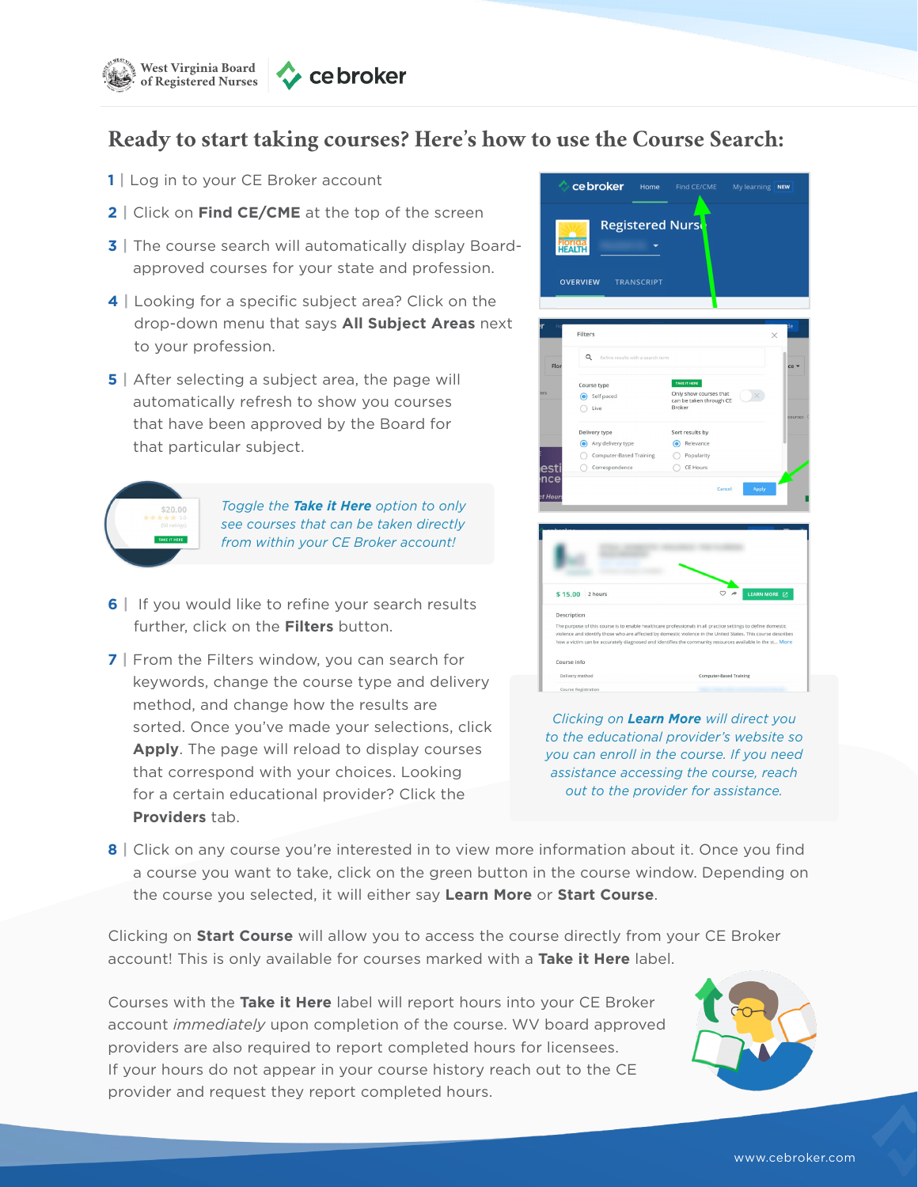West Virginia Board of Registered Nurses | ce broker

# Ready to start taking courses? Here's how to use the Course Search:

1 | Log in to your CE Broker account

2 | Click on **Find CE/CME** at the top of the screen

3 | The course search will automatically display Board-approved courses for your state and profession.

4 | Looking for a specific subject area? Click on the drop-down menu that says **All Subject Areas** next to your profession.

5 | After selecting a subject area, the page will automatically refresh to show you courses that have been approved by the Board for that particular subject.

*Toggle the **Take it Here** option to only see courses that can be taken directly from within your CE Broker account!*

6 | If you would like to refine your search results further, click on the **Filters** button.

7 | From the Filters window, you can search for keywords, change the course type and delivery method, and change how the results are sorted. Once you've made your selections, click **Apply**. The page will reload to display courses that correspond with your choices. Looking for a certain educational provider? Click the **Providers** tab.

*Clicking on **Learn More** will direct you to the educational provider's website so you can enroll in the course. If you need assistance accessing the course, reach out to the provider for assistance.*

8 | Click on any course you're interested in to view more information about it. Once you find a course you want to take, click on the green button in the course window. Depending on the course you selected, it will either say **Learn More** or **Start Course**.

Clicking on **Start Course** will allow you to access the course directly from your CE Broker account! This is only available for courses marked with a **Take it Here** label.

Courses with the **Take it Here** label will report hours into your CE Broker account *immediately* upon completion of the course. WV board approved providers are also required to report completed hours for licensees. If your hours do not appear in your course history reach out to the CE provider and request they report completed hours.

www.cebroker.com